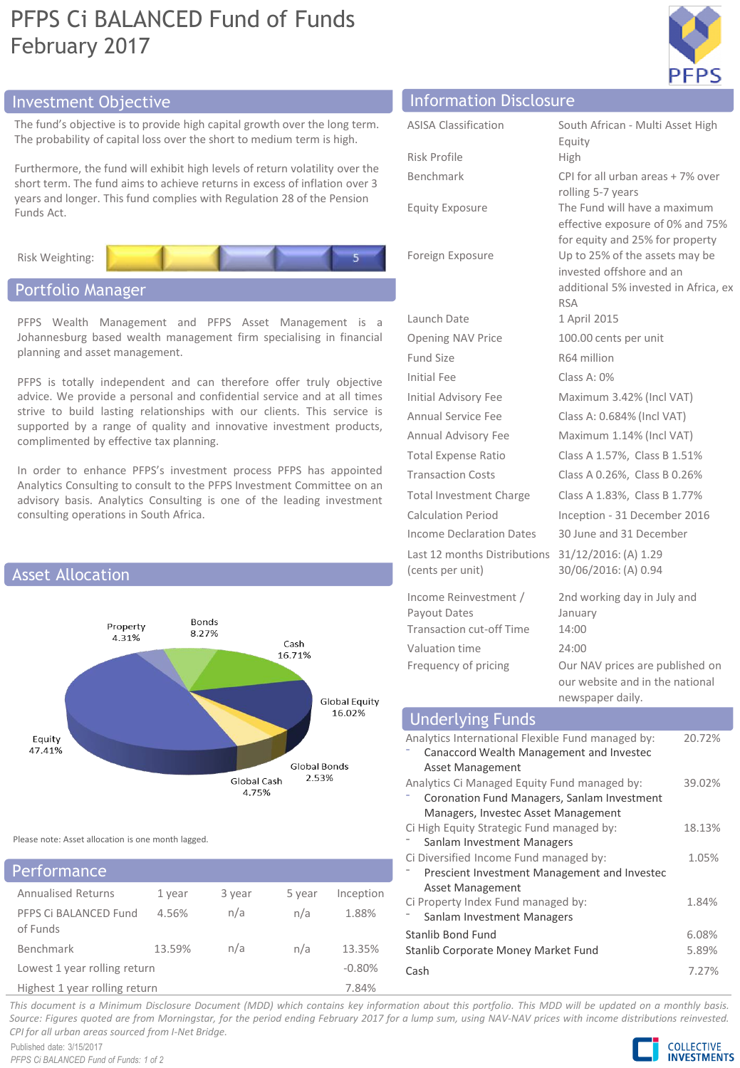# PFPS Ci BALANCED Fund of Funds
February 2017

## Investment Objective

The fund's objective is to provide high capital growth over the long term. The probability of capital loss over the short to medium term is high.

Furthermore, the fund will exhibit high levels of return volatility over the short term. The fund aims to achieve returns in excess of inflation over 3 years and longer. This fund complies with Regulation 28 of the Pension Funds Act.

Risk Weighting: 5

## Portfolio Manager

PFPS Wealth Management and PFPS Asset Management is a Johannesburg based wealth management firm specialising in financial planning and asset management.

PFPS is totally independent and can therefore offer truly objective advice. We provide a personal and confidential service and at all times strive to build lasting relationships with our clients. This service is supported by a range of quality and innovative investment products, complimented by effective tax planning.

In order to enhance PFPS's investment process PFPS has appointed Analytics Consulting to consult to the PFPS Investment Committee on an advisory basis. Analytics Consulting is one of the leading investment consulting operations in South Africa.

## Asset Allocation

| Asset | Allocation |
|---|---|
| Equity | 47.41% |
| Property | 4.31% |
| Bonds | 8.27% |
| Cash | 16.71% |
| Global Equity | 16.02% |
| Global Bonds | 2.53% |
| Global Cash | 4.75% |

Please note: Asset allocation is one month lagged.

## Performance

| Annualised Returns | 1 year | 3 year | 5 year | Inception |
|---|---|---|---|---|
| PFPS Ci BALANCED Fund of Funds | 4.56% | n/a | n/a | 1.88% |
| Benchmark | 13.59% | n/a | n/a | 13.35% |
| Lowest 1 year rolling return | | | | -0.80% |
| Highest 1 year rolling return | | | | 7.84% |

## Information Disclosure

| | |
|---|---|
| ASISA Classification | South African - Multi Asset High Equity |
| Risk Profile | High |
| Benchmark | CPI for all urban areas + 7% over rolling 5-7 years |
| Equity Exposure | The Fund will have a maximum effective exposure of 0% and 75% for equity and 25% for property |
| Foreign Exposure | Up to 25% of the assets may be invested offshore and an additional 5% invested in Africa, ex RSA |
| Launch Date | 1 April 2015 |
| Opening NAV Price | 100.00 cents per unit |
| Fund Size | R64 million |
| Initial Fee | Class A: 0% |
| Initial Advisory Fee | Maximum 3.42% (Incl VAT) |
| Annual Service Fee | Class A: 0.684% (Incl VAT) |
| Annual Advisory Fee | Maximum 1.14% (Incl VAT) |
| Total Expense Ratio | Class A 1.57%, Class B 1.51% |
| Transaction Costs | Class A 0.26%, Class B 0.26% |
| Total Investment Charge | Class A 1.83%, Class B 1.77% |
| Calculation Period | Inception - 31 December 2016 |
| Income Declaration Dates | 30 June and 31 December |
| Last 12 months Distributions (cents per unit) | 31/12/2016: (A) 1.29<br>30/06/2016: (A) 0.94 |
| Income Reinvestment / Payout Dates | 2nd working day in July and January |
| Transaction cut-off Time | 14:00 |
| Valuation time | 24:00 |
| Frequency of pricing | Our NAV prices are published on our website and in the national newspaper daily. |

## Underlying Funds

| Fund | Weight |
|---|---|
| Analytics International Flexible Fund managed by:<br>- Canaccord Wealth Management and Investec Asset Management | 20.72% |
| Analytics Ci Managed Equity Fund managed by:<br>- Coronation Fund Managers, Sanlam Investment Managers, Investec Asset Management | 39.02% |
| Ci High Equity Strategic Fund managed by:<br>- Sanlam Investment Managers | 18.13% |
| Ci Diversified Income Fund managed by:<br>- Prescient Investment Management and Investec Asset Management | 1.05% |
| Ci Property Index Fund managed by:<br>- Sanlam Investment Managers | 1.84% |
| Stanlib Bond Fund | 6.08% |
| Stanlib Corporate Money Market Fund | 5.89% |
| Cash | 7.27% |

*This document is a Minimum Disclosure Document (MDD) which contains key information about this portfolio. This MDD will be updated on a monthly basis. Source: Figures quoted are from Morningstar, for the period ending February 2017 for a lump sum, using NAV-NAV prices with income distributions reinvested. CPI for all urban areas sourced from I-Net Bridge.*

Published date: 3/15/2017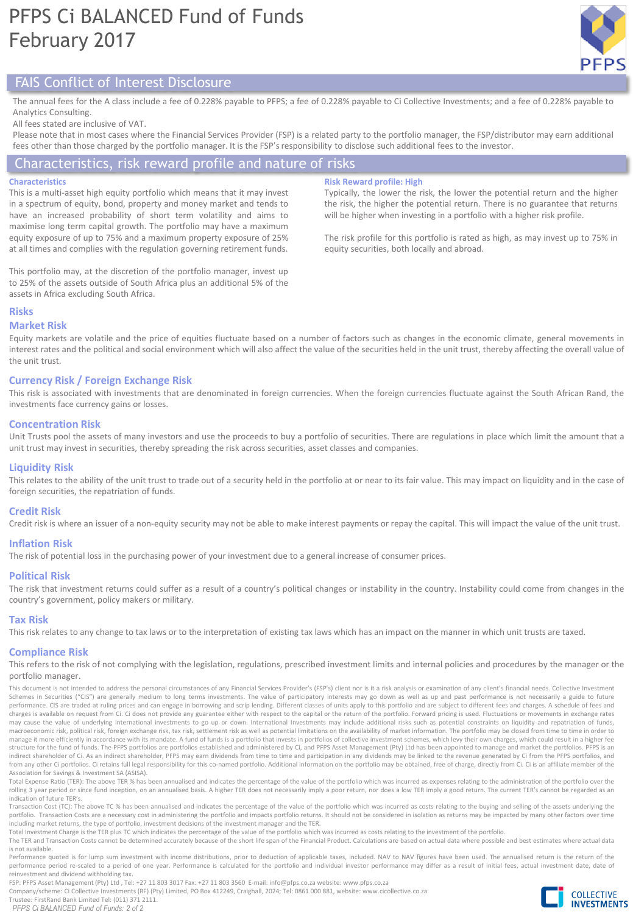# PFPS Ci BALANCED Fund of Funds
# February 2017

## FAIS Conflict of Interest Disclosure

The annual fees for the A class include a fee of 0.228% payable to PFPS; a fee of 0.228% payable to Ci Collective Investments; and a fee of 0.228% payable to Analytics Consulting.

All fees stated are inclusive of VAT.

Please note that in most cases where the Financial Services Provider (FSP) is a related party to the portfolio manager, the FSP/distributor may earn additional fees other than those charged by the portfolio manager. It is the FSP's responsibility to disclose such additional fees to the investor.

## Characteristics, risk reward profile and nature of risks

### Characteristics

This is a multi-asset high equity portfolio which means that it may invest in a spectrum of equity, bond, property and money market and tends to have an increased probability of short term volatility and aims to maximise long term capital growth. The portfolio may have a maximum equity exposure of up to 75% and a maximum property exposure of 25% at all times and complies with the regulation governing retirement funds.

This portfolio may, at the discretion of the portfolio manager, invest up to 25% of the assets outside of South Africa plus an additional 5% of the assets in Africa excluding South Africa.

### Risk Reward profile: High

Typically, the lower the risk, the lower the potential return and the higher the risk, the higher the potential return. There is no guarantee that returns will be higher when investing in a portfolio with a higher risk profile.

The risk profile for this portfolio is rated as high, as may invest up to 75% in equity securities, both locally and abroad.

### Risks

#### Market Risk

Equity markets are volatile and the price of equities fluctuate based on a number of factors such as changes in the economic climate, general movements in interest rates and the political and social environment which will also affect the value of the securities held in the unit trust, thereby affecting the overall value of the unit trust.

#### Currency Risk / Foreign Exchange Risk

This risk is associated with investments that are denominated in foreign currencies. When the foreign currencies fluctuate against the South African Rand, the investments face currency gains or losses.

#### Concentration Risk

Unit Trusts pool the assets of many investors and use the proceeds to buy a portfolio of securities. There are regulations in place which limit the amount that a unit trust may invest in securities, thereby spreading the risk across securities, asset classes and companies.

#### Liquidity Risk

This relates to the ability of the unit trust to trade out of a security held in the portfolio at or near to its fair value. This may impact on liquidity and in the case of foreign securities, the repatriation of funds.

#### Credit Risk

Credit risk is where an issuer of a non-equity security may not be able to make interest payments or repay the capital. This will impact the value of the unit trust.

#### Inflation Risk

The risk of potential loss in the purchasing power of your investment due to a general increase of consumer prices.

#### Political Risk

The risk that investment returns could suffer as a result of a country's political changes or instability in the country. Instability could come from changes in the country's government, policy makers or military.

#### Tax Risk

This risk relates to any change to tax laws or to the interpretation of existing tax laws which has an impact on the manner in which unit trusts are taxed.

#### Compliance Risk

This refers to the risk of not complying with the legislation, regulations, prescribed investment limits and internal policies and procedures by the manager or the portfolio manager.

This document is not intended to address the personal circumstances of any Financial Services Provider's (FSP's) client nor is it a risk analysis or examination of any client's financial needs. Collective Investment Schemes in Securities ("CIS") are generally medium to long terms investments. The value of participatory interests may go down as well as up and past performance is not necessarily a guide to future performance. CIS are traded at ruling prices and can engage in borrowing and scrip lending. Different classes of units apply to this portfolio and are subject to different fees and charges. A schedule of fees and charges is available on request from Ci. Ci does not provide any guarantee either with respect to the capital or the return of the portfolio. Forward pricing is used. Fluctuations or movements in exchange rates may cause the value of underlying international investments to go up or down. International Investments may include additional risks such as potential constraints on liquidity and repatriation of funds, macroeconomic risk, political risk, foreign exchange risk, tax risk, settlement risk as well as potential limitations on the availability of market information. The portfolio may be closed from time to time in order to manage it more efficiently in accordance with its mandate. A fund of funds is a portfolio that invests in portfolios of collective investment schemes, which levy their own charges, which could result in a higher fee structure for the fund of funds. The PFPS portfolios are portfolios established and administered by Ci, and PFPS Asset Management (Pty) Ltd has been appointed to manage and market the portfolios. PFPS is an indirect shareholder of Ci. As an indirect shareholder, PFPS may earn dividends from time to time and participation in any dividends may be linked to the revenue generated by Ci from the PFPS portfolios, and from any other Ci portfolios. Ci retains full legal responsibility for this co-named portfolio. Additional information on the portfolio may be obtained, free of charge, directly from Ci. Ci is an affiliate member of the Association for Savings & Investment SA (ASISA).

Total Expense Ratio (TER): The above TER % has been annualised and indicates the percentage of the value of the portfolio which was incurred as expenses relating to the administration of the portfolio over the rolling 3 year period or since fund inception, on an annualised basis. A higher TER does not necessarily imply a poor return, nor does a low TER imply a good return. The current TER's cannot be regarded as an indication of future TER's.

Transaction Cost (TC): The above TC % has been annualised and indicates the percentage of the value of the portfolio which was incurred as costs relating to the buying and selling of the assets underlying the portfolio. Transaction Costs are a necessary cost in administering the portfolio and impacts portfolio returns. It should not be considered in isolation as returns may be impacted by many other factors over time including market returns, the type of portfolio, investment decisions of the investment manager and the TER.

Total Investment Charge is the TER plus TC which indicates the percentage of the value of the portfolio which was incurred as costs relating to the investment of the portfolio.

The TER and Transaction Costs cannot be determined accurately because of the short life span of the Financial Product. Calculations are based on actual data where possible and best estimates where actual data is not available.

Performance quoted is for lump sum investment with income distributions, prior to deduction of applicable taxes, included. NAV to NAV figures have been used. The annualised return is the return of the performance period re-scaled to a period of one year. Performance is calculated for the portfolio and individual investor performance may differ as a result of initial fees, actual investment date, date of reinvestment and dividend withholding tax.

FSP: PFPS Asset Management (Pty) Ltd , Tel: +27 11 803 3017 Fax: +27 11 803 3560 E-mail: info@pfps.co.za website: www.pfps.co.za

Company/scheme: Ci Collective Investments (RF) (Pty) Limited, PO Box 412249, Craighall, 2024; Tel: 0861 000 881, website: www.cicollective.co.za

Trustee: FirstRand Bank Limited Tel: (011) 371 2111.